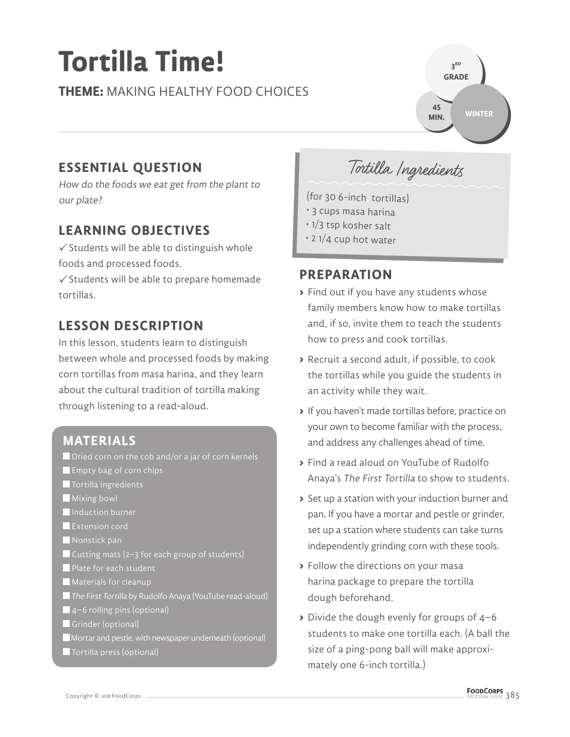# Tortilla Time!

**THEME:** MAKING HEALTHY FOOD CHOICES

3RD GRADE | 45 MIN. | WINTER

## ESSENTIAL QUESTION

*How do the foods we eat get from the plant to our plate?*

## LEARNING OBJECTIVES

✓ Students will be able to distinguish whole foods and processed foods.

✓ Students will be able to prepare homemade tortillas.

## LESSON DESCRIPTION

In this lesson, students learn to distinguish between whole and processed foods by making corn tortillas from masa harina, and they learn about the cultural tradition of tortilla making through listening to a read-aloud.

## MATERIALS

- Dried corn on the cob and/or a jar of corn kernels
- Empty bag of corn chips
- Tortilla ingredients
- Mixing bowl
- Induction burner
- Extension cord
- Nonstick pan
- Cutting mats (2–3 for each group of students)
- Plate for each student
- Materials for cleanup
- *The First Tortilla* by Rudolfo Anaya (YouTube read-aloud)
- 4–6 rolling pins (optional)
- Grinder (optional)
- Mortar and pestle, with newspaper underneath (optional)
- Tortilla press (optional)

### Tortilla Ingredients

(for 30 6-inch tortillas)

- 3 cups masa harina
- 1/3 tsp kosher salt
- 2 1/4 cup hot water

## PREPARATION

- Find out if you have any students whose family members know how to make tortillas and, if so, invite them to teach the students how to press and cook tortillas.
- Recruit a second adult, if possible, to cook the tortillas while you guide the students in an activity while they wait.
- If you haven't made tortillas before, practice on your own to become familiar with the process, and address any challenges ahead of time.
- Find a read aloud on YouTube of Rudolfo Anaya's *The First Tortilla* to show to students.
- Set up a station with your induction burner and pan. If you have a mortar and pestle or grinder, set up a station where students can take turns independently grinding corn with these tools.
- Follow the directions on your masa harina package to prepare the tortilla dough beforehand.
- Divide the dough evenly for groups of 4–6 students to make one tortilla each. (A ball the size of a ping-pong ball will make approximately one 6-inch tortilla.)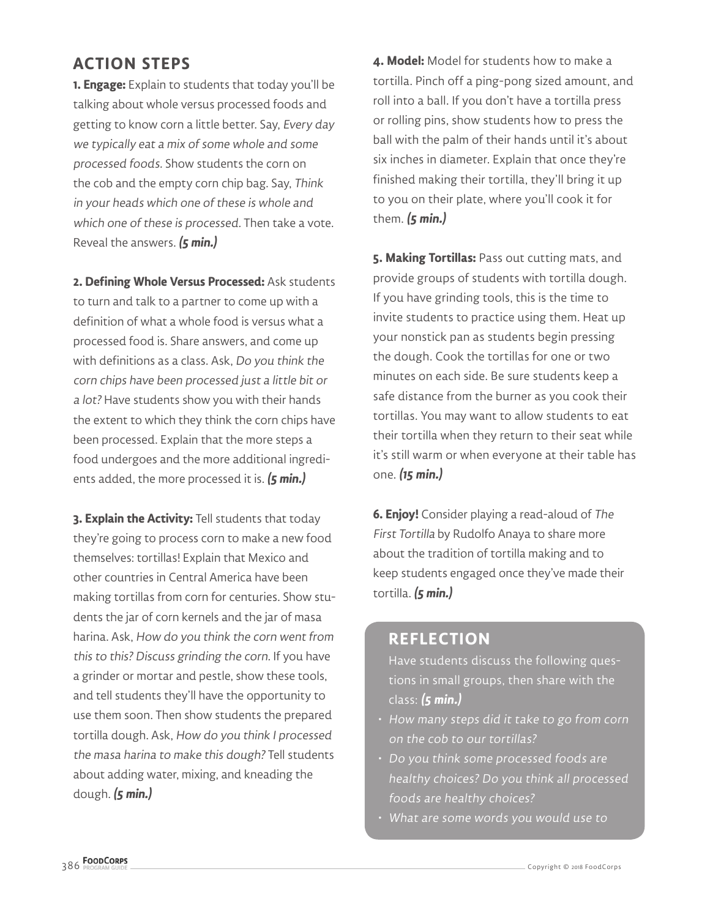## ACTION STEPS

**1. Engage:** Explain to students that today you'll be talking about whole versus processed foods and getting to know corn a little better. Say, *Every day we typically eat a mix of some whole and some processed foods.* Show students the corn on the cob and the empty corn chip bag. Say, *Think in your heads which one of these is whole and which one of these is processed.* Then take a vote. Reveal the answers. ***(5 min.)***

**2. Defining Whole Versus Processed:** Ask students to turn and talk to a partner to come up with a definition of what a whole food is versus what a processed food is. Share answers, and come up with definitions as a class. Ask, *Do you think the corn chips have been processed just a little bit or a lot?* Have students show you with their hands the extent to which they think the corn chips have been processed. Explain that the more steps a food undergoes and the more additional ingredients added, the more processed it is. ***(5 min.)***

**3. Explain the Activity:** Tell students that today they're going to process corn to make a new food themselves: tortillas! Explain that Mexico and other countries in Central America have been making tortillas from corn for centuries. Show students the jar of corn kernels and the jar of masa harina. Ask, *How do you think the corn went from this to this? Discuss grinding the corn.* If you have a grinder or mortar and pestle, show these tools, and tell students they'll have the opportunity to use them soon. Then show students the prepared tortilla dough. Ask, *How do you think I processed the masa harina to make this dough?* Tell students about adding water, mixing, and kneading the dough. ***(5 min.)***

**4. Model:** Model for students how to make a tortilla. Pinch off a ping-pong sized amount, and roll into a ball. If you don't have a tortilla press or rolling pins, show students how to press the ball with the palm of their hands until it's about six inches in diameter. Explain that once they're finished making their tortilla, they'll bring it up to you on their plate, where you'll cook it for them. ***(5 min.)***

**5. Making Tortillas:** Pass out cutting mats, and provide groups of students with tortilla dough. If you have grinding tools, this is the time to invite students to practice using them. Heat up your nonstick pan as students begin pressing the dough. Cook the tortillas for one or two minutes on each side. Be sure students keep a safe distance from the burner as you cook their tortillas. You may want to allow students to eat their tortilla when they return to their seat while it's still warm or when everyone at their table has one. ***(15 min.)***

**6. Enjoy!** Consider playing a read-aloud of *The First Tortilla* by Rudolfo Anaya to share more about the tradition of tortilla making and to keep students engaged once they've made their tortilla. ***(5 min.)***

## REFLECTION

Have students discuss the following questions in small groups, then share with the class: ***(5 min.)***

- *How many steps did it take to go from corn on the cob to our tortillas?*
- *Do you think some processed foods are healthy choices? Do you think all processed foods are healthy choices?*
- *What are some words you would use to*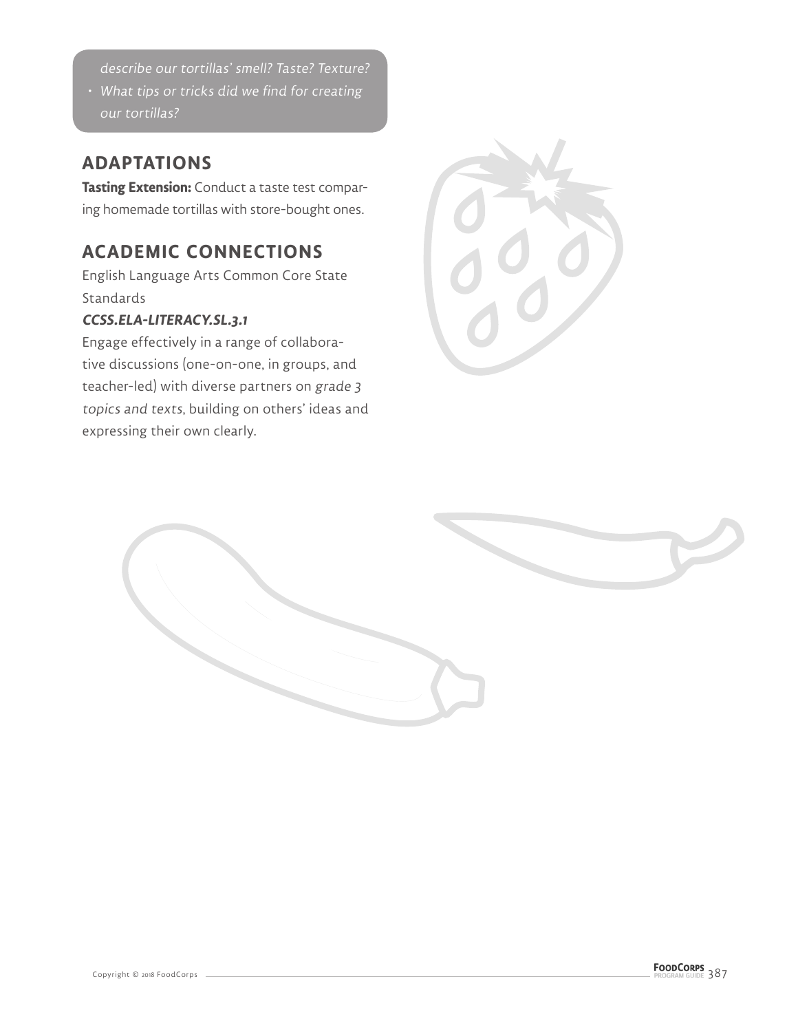describe our tortillas' smell? Taste? Texture?

- What tips or tricks did we find for creating our tortillas?

## ADAPTATIONS

**Tasting Extension:** Conduct a taste test comparing homemade tortillas with store-bought ones.

## ACADEMIC CONNECTIONS

English Language Arts Common Core State Standards

***CCSS.ELA-LITERACY.SL.3.1***

Engage effectively in a range of collaborative discussions (one-on-one, in groups, and teacher-led) with diverse partners on *grade 3 topics and texts*, building on others' ideas and expressing their own clearly.